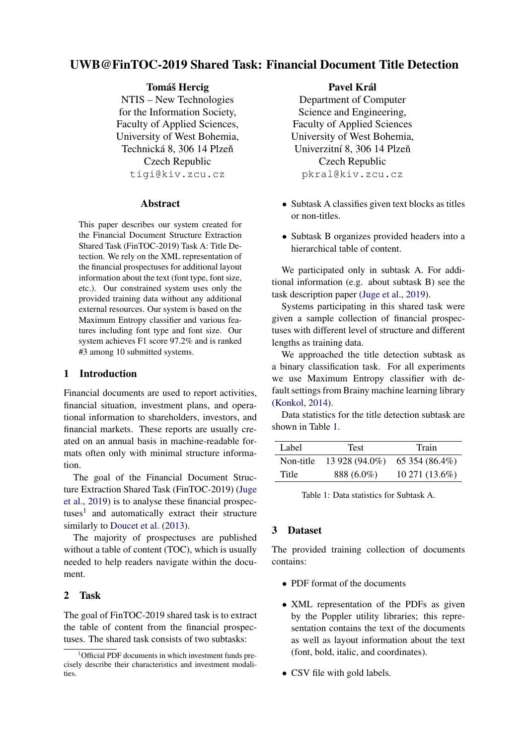# UWB@FinTOC-2019 Shared Task: Financial Document Title Detection

**Tomáš Hercig**
NTIS – New Technologies for the Information Society,
Faculty of Applied Sciences,
University of West Bohemia,
Technická 8, 306 14 Plzeň
Czech Republic
tigi@kiv.zcu.cz

**Pavel Král**
Department of Computer Science and Engineering,
Faculty of Applied Sciences
University of West Bohemia,
Univerzitní 8, 306 14 Plzeň
Czech Republic
pkral@kiv.zcu.cz

## Abstract

This paper describes our system created for the Financial Document Structure Extraction Shared Task (FinTOC-2019) Task A: Title Detection. We rely on the XML representation of the financial prospectuses for additional layout information about the text (font type, font size, etc.). Our constrained system uses only the provided training data without any additional external resources. Our system is based on the Maximum Entropy classifier and various features including font type and font size. Our system achieves F1 score 97.2% and is ranked #3 among 10 submitted systems.

## 1 Introduction

Financial documents are used to report activities, financial situation, investment plans, and operational information to shareholders, investors, and financial markets. These reports are usually created on an annual basis in machine-readable formats often only with minimal structure information.

The goal of the Financial Document Structure Extraction Shared Task (FinTOC-2019) (Juge et al., 2019) is to analyse these financial prospectuses[1] and automatically extract their structure similarly to Doucet et al. (2013).

The majority of prospectuses are published without a table of content (TOC), which is usually needed to help readers navigate within the document.

## 2 Task

The goal of FinTOC-2019 shared task is to extract the table of content from the financial prospectuses. The shared task consists of two subtasks:

- Subtask A classifies given text blocks as titles or non-titles.
- Subtask B organizes provided headers into a hierarchical table of content.

We participated only in subtask A. For additional information (e.g. about subtask B) see the task description paper (Juge et al., 2019).

Systems participating in this shared task were given a sample collection of financial prospectuses with different level of structure and different lengths as training data.

We approached the title detection subtask as a binary classification task. For all experiments we use Maximum Entropy classifier with default settings from Brainy machine learning library (Konkol, 2014).

Data statistics for the title detection subtask are shown in Table 1.

| Label | Test | Train |
|---|---|---|
| Non-title | 13 928 (94.0%) | 65 354 (86.4%) |
| Title | 888 (6.0%) | 10 271 (13.6%) |

Table 1: Data statistics for Subtask A.

## 3 Dataset

The provided training collection of documents contains:

- PDF format of the documents
- XML representation of the PDFs as given by the Poppler utility libraries; this representation contains the text of the documents as well as layout information about the text (font, bold, italic, and coordinates).
- CSV file with gold labels.

[1] Official PDF documents in which investment funds precisely describe their characteristics and investment modalities.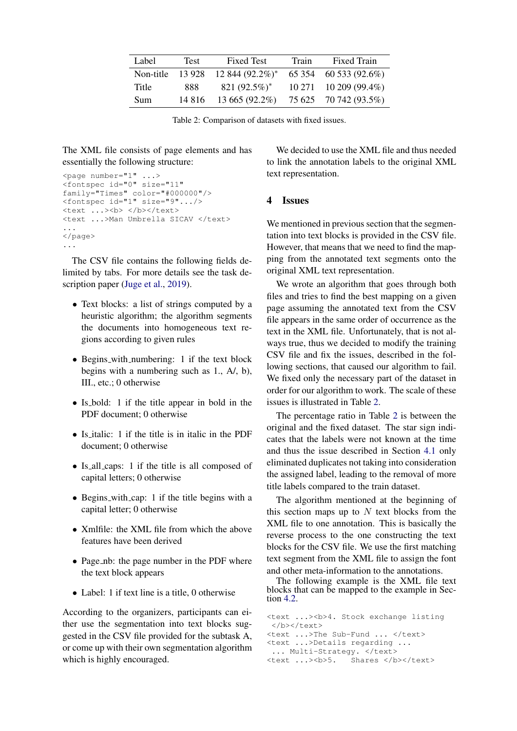| Label | Test | Fixed Test | Train | Fixed Train |
|---|---|---|---|---|
| Non-title | 13 928 | 12 844 (92.2%)* | 65 354 | 60 533 (92.6%) |
| Title | 888 | 821 (92.5%)* | 10 271 | 10 209 (99.4%) |
| Sum | 14 816 | 13 665 (92.2%) | 75 625 | 70 742 (93.5%) |

Table 2: Comparison of datasets with fixed issues.

The XML file consists of page elements and has essentially the following structure:

```
<page number="1" ...>
<fontspec id="0" size="11"
family="Times" color="#000000"/>
<fontspec id="1" size="9".../>
<text ...><b> </b></text>
<text ...>Man Umbrella SICAV </text>
...
</page>
...
```

The CSV file contains the following fields delimited by tabs. For more details see the task description paper (Juge et al., 2019).

- Text blocks: a list of strings computed by a heuristic algorithm; the algorithm segments the documents into homogeneous text regions according to given rules
- Begins_with_numbering: 1 if the text block begins with a numbering such as 1., A/, b), III., etc.; 0 otherwise
- Is_bold: 1 if the title appear in bold in the PDF document; 0 otherwise
- Is_italic: 1 if the title is in italic in the PDF document; 0 otherwise
- Is_all_caps: 1 if the title is all composed of capital letters; 0 otherwise
- Begins_with_cap: 1 if the title begins with a capital letter; 0 otherwise
- Xmlfile: the XML file from which the above features have been derived
- Page_nb: the page number in the PDF where the text block appears
- Label: 1 if text line is a title, 0 otherwise

According to the organizers, participants can either use the segmentation into text blocks suggested in the CSV file provided for the subtask A, or come up with their own segmentation algorithm which is highly encouraged.

We decided to use the XML file and thus needed to link the annotation labels to the original XML text representation.

## 4 Issues

We mentioned in previous section that the segmentation into text blocks is provided in the CSV file. However, that means that we need to find the mapping from the annotated text segments onto the original XML text representation.

We wrote an algorithm that goes through both files and tries to find the best mapping on a given page assuming the annotated text from the CSV file appears in the same order of occurrence as the text in the XML file. Unfortunately, that is not always true, thus we decided to modify the training CSV file and fix the issues, described in the following sections, that caused our algorithm to fail. We fixed only the necessary part of the dataset in order for our algorithm to work. The scale of these issues is illustrated in Table 2.

The percentage ratio in Table 2 is between the original and the fixed dataset. The star sign indicates that the labels were not known at the time and thus the issue described in Section 4.1 only eliminated duplicates not taking into consideration the assigned label, leading to the removal of more title labels compared to the train dataset.

The algorithm mentioned at the beginning of this section maps up to $N$ text blocks from the XML file to one annotation. This is basically the reverse process to the one constructing the text blocks for the CSV file. We use the first matching text segment from the XML file to assign the font and other meta-information to the annotations.

The following example is the XML file text blocks that can be mapped to the example in Section 4.2.

```
<text ...><b>4. Stock exchange listing
 </b></text>
<text ...>The Sub-Fund ... </text>
<text ...>Details regarding ...
 ... Multi-Strategy. </text>
<text ...><b>5.   Shares </b></text>
```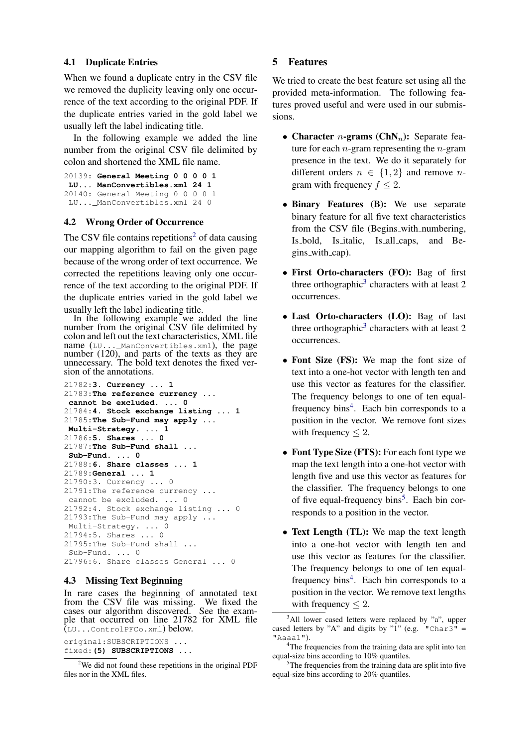### 4.1 Duplicate Entries

When we found a duplicate entry in the CSV file we removed the duplicity leaving only one occurrence of the text according to the original PDF. If the duplicate entries varied in the gold label we usually left the label indicating title.

In the following example we added the line number from the original CSV file delimited by colon and shortened the XML file name.

```
20139: General Meeting 0 0 0 0 1
 LU..._ManConvertibles.xml 24 1
20140: General Meeting 0 0 0 0 1
 LU..._ManConvertibles.xml 24 0
```

### 4.2 Wrong Order of Occurrence

The CSV file contains repetitions[2] of data causing our mapping algorithm to fail on the given page because of the wrong order of text occurrence. We corrected the repetitions leaving only one occurrence of the text according to the original PDF. If the duplicate entries varied in the gold label we usually left the label indicating title.

In the following example we added the line number from the original CSV file delimited by colon and left out the text characteristics, XML file name (`LU..._ManConvertibles.xml`), the page number (120), and parts of the texts as they are unnecessary. The bold text denotes the fixed version of the annotations.

```
21782:3. Currency ... 1
21783:The reference currency ...
 cannot be excluded. ... 0
21784:4. Stock exchange listing ... 1
21785:The Sub-Fund may apply ...
 Multi-Strategy. ... 1
21786:5. Shares ... 0
21787:The Sub-Fund shall ...
 Sub-Fund. ... 0
21788:6. Share classes ... 1
21789:General ... 1
21790:3. Currency ... 0
21791:The reference currency ...
 cannot be excluded. ... 0
21792:4. Stock exchange listing ... 0
21793:The Sub-Fund may apply ...
 Multi-Strategy. ... 0
21794:5. Shares ... 0
21795:The Sub-Fund shall ...
 Sub-Fund. ... 0
21796:6. Share classes General ... 0
```

### 4.3 Missing Text Beginning

In rare cases the beginning of annotated text from the CSV file was missing. We fixed the cases our algorithm discovered. See the example that occurred on line 21782 for XML file (`LU...ControlPFCo.xml`) below.

```
original:SUBSCRIPTIONS ...
fixed:(5) SUBSCRIPTIONS ...
```

[2]We did not found these repetitions in the original PDF files nor in the XML files.

## 5 Features

We tried to create the best feature set using all the provided meta-information. The following features proved useful and were used in our submissions.

- **Character $n$-grams (ChN$_n$):** Separate feature for each $n$-gram representing the $n$-gram presence in the text. We do it separately for different orders $n \in \{1, 2\}$ and remove $n$-gram with frequency $f \leq 2$.
- **Binary Features (B):** We use separate binary feature for all five text characteristics from the CSV file (Begins_with_numbering, Is_bold, Is_italic, Is_all_caps, and Begins_with_cap).
- **First Orto-characters (FO):** Bag of first three orthographic[3] characters with at least 2 occurrences.
- **Last Orto-characters (LO):** Bag of last three orthographic[3] characters with at least 2 occurrences.
- **Font Size (FS):** We map the font size of text into a one-hot vector with length ten and use this vector as features for the classifier. The frequency belongs to one of ten equal-frequency bins[4]. Each bin corresponds to a position in the vector. We remove font sizes with frequency $\leq 2$.
- **Font Type Size (FTS):** For each font type we map the text length into a one-hot vector with length five and use this vector as features for the classifier. The frequency belongs to one of five equal-frequency bins[5]. Each bin corresponds to a position in the vector.
- **Text Length (TL):** We map the text length into a one-hot vector with length ten and use this vector as features for the classifier. The frequency belongs to one of ten equal-frequency bins[4]. Each bin corresponds to a position in the vector. We remove text lengths with frequency $\leq 2$.

[3]All lower cased letters were replaced by "a", upper cased letters by "A" and digits by "1" (e.g. `"Char3" = "Aaaa1"`).

[4]The frequencies from the training data are split into ten equal-size bins according to 10% quantiles.

[5]The frequencies from the training data are split into five equal-size bins according to 20% quantiles.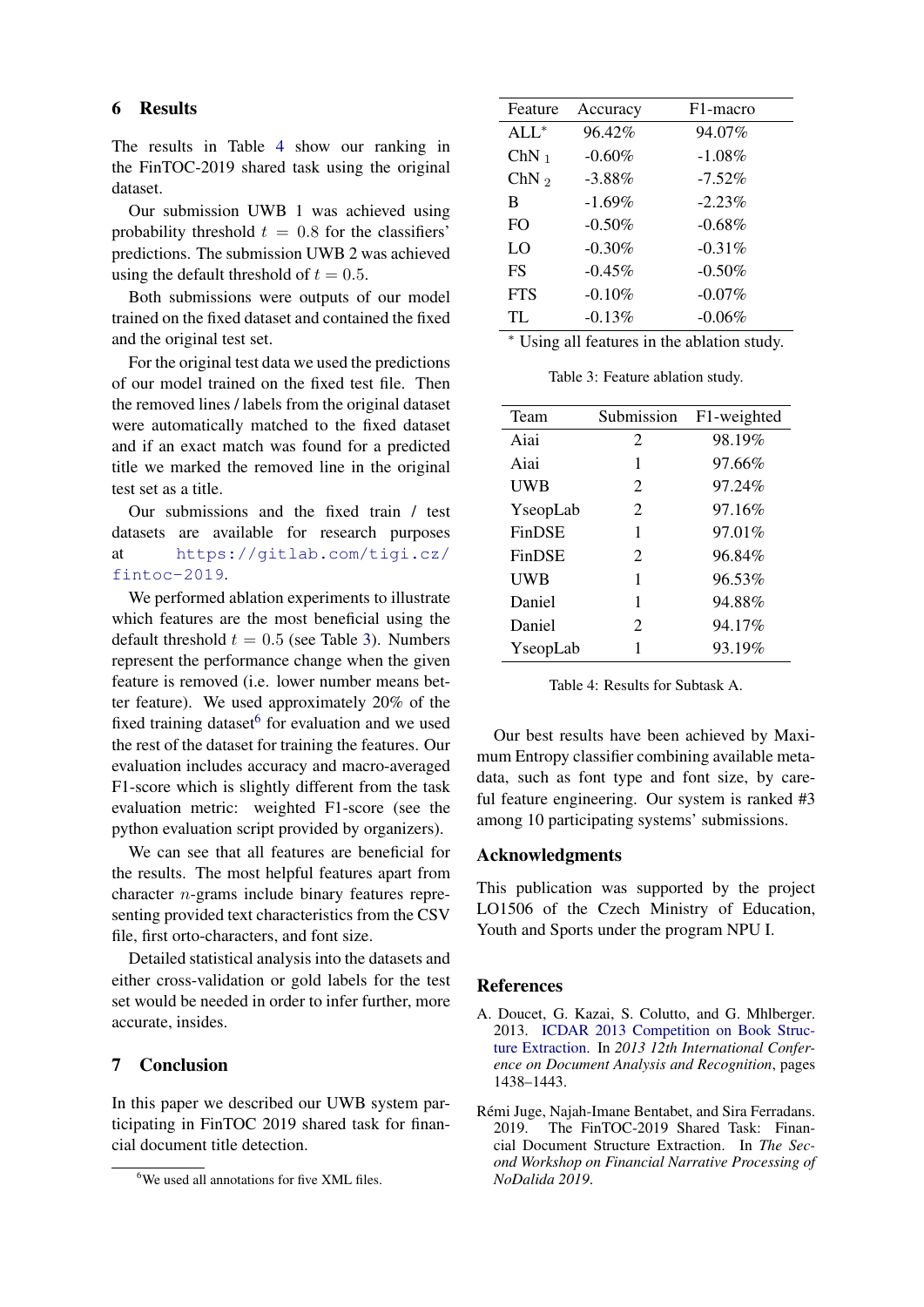## 6 Results

The results in Table 4 show our ranking in the FinTOC-2019 shared task using the original dataset.

Our submission UWB 1 was achieved using probability threshold $t = 0.8$ for the classifiers' predictions. The submission UWB 2 was achieved using the default threshold of $t = 0.5$.

Both submissions were outputs of our model trained on the fixed dataset and contained the fixed and the original test set.

For the original test data we used the predictions of our model trained on the fixed test file. Then the removed lines / labels from the original dataset were automatically matched to the fixed dataset and if an exact match was found for a predicted title we marked the removed line in the original test set as a title.

Our submissions and the fixed train / test datasets are available for research purposes at https://gitlab.com/tigi.cz/fintoc-2019.

We performed ablation experiments to illustrate which features are the most beneficial using the default threshold $t = 0.5$ (see Table 3). Numbers represent the performance change when the given feature is removed (i.e. lower number means better feature). We used approximately 20% of the fixed training dataset[6] for evaluation and we used the rest of the dataset for training the features. Our evaluation includes accuracy and macro-averaged F1-score which is slightly different from the task evaluation metric: weighted F1-score (see the python evaluation script provided by organizers).

We can see that all features are beneficial for the results. The most helpful features apart from character $n$-grams include binary features representing provided text characteristics from the CSV file, first orto-characters, and font size.

Detailed statistical analysis into the datasets and either cross-validation or gold labels for the test set would be needed in order to infer further, more accurate, insides.

| Feature | Accuracy | F1-macro |
|---|---|---|
| ALL* | 96.42% | 94.07% |
| ChN $_1$ | -0.60% | -1.08% |
| ChN $_2$ | -3.88% | -7.52% |
| B | -1.69% | -2.23% |
| FO | -0.50% | -0.68% |
| LO | -0.30% | -0.31% |
| FS | -0.45% | -0.50% |
| FTS | -0.10% | -0.07% |
| TL | -0.13% | -0.06% |

* Using all features in the ablation study.

Table 3: Feature ablation study.

| Team | Submission | F1-weighted |
|---|---|---|
| Aiai | 2 | 98.19% |
| Aiai | 1 | 97.66% |
| UWB | 2 | 97.24% |
| YseopLab | 2 | 97.16% |
| FinDSE | 1 | 97.01% |
| FinDSE | 2 | 96.84% |
| UWB | 1 | 96.53% |
| Daniel | 1 | 94.88% |
| Daniel | 2 | 94.17% |
| YseopLab | 1 | 93.19% |

Table 4: Results for Subtask A.

## 7 Conclusion

In this paper we described our UWB system participating in FinTOC 2019 shared task for financial document title detection.

Our best results have been achieved by Maximum Entropy classifier combining available metadata, such as font type and font size, by careful feature engineering. Our system is ranked #3 among 10 participating systems' submissions.

## Acknowledgments

This publication was supported by the project LO1506 of the Czech Ministry of Education, Youth and Sports under the program NPU I.

## References

A. Doucet, G. Kazai, S. Colutto, and G. Mhlberger. 2013. ICDAR 2013 Competition on Book Structure Extraction. In *2013 12th International Conference on Document Analysis and Recognition*, pages 1438–1443.

Rémi Juge, Najah-Imane Bentabet, and Sira Ferradans. 2019. The FinTOC-2019 Shared Task: Financial Document Structure Extraction. In *The Second Workshop on Financial Narrative Processing of NoDalida 2019*.

[6] We used all annotations for five XML files.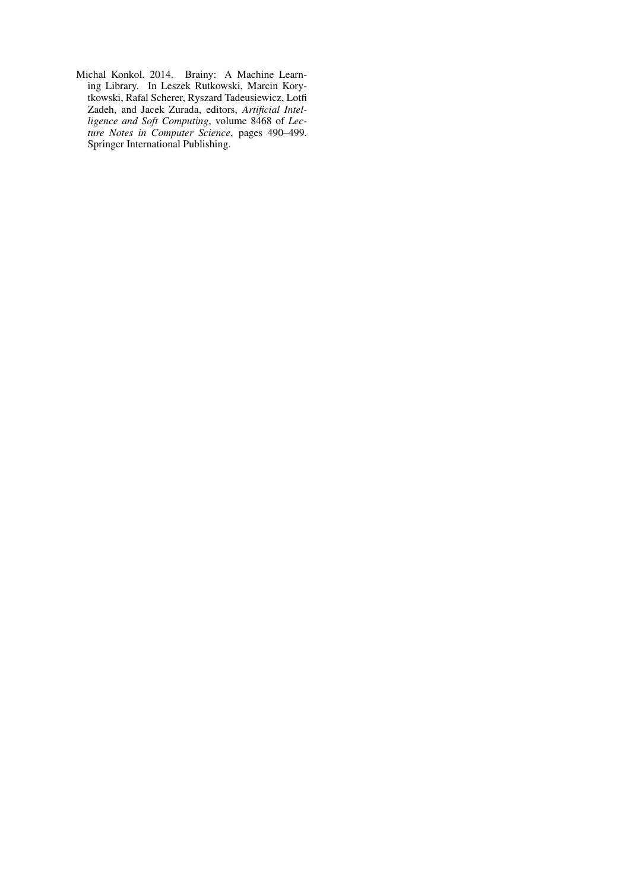Michal Konkol. 2014. Brainy: A Machine Learning Library. In Leszek Rutkowski, Marcin Korytkowski, Rafal Scherer, Ryszard Tadeusiewicz, Lotfi Zadeh, and Jacek Zurada, editors, *Artificial Intelligence and Soft Computing*, volume 8468 of *Lecture Notes in Computer Science*, pages 490–499. Springer International Publishing.